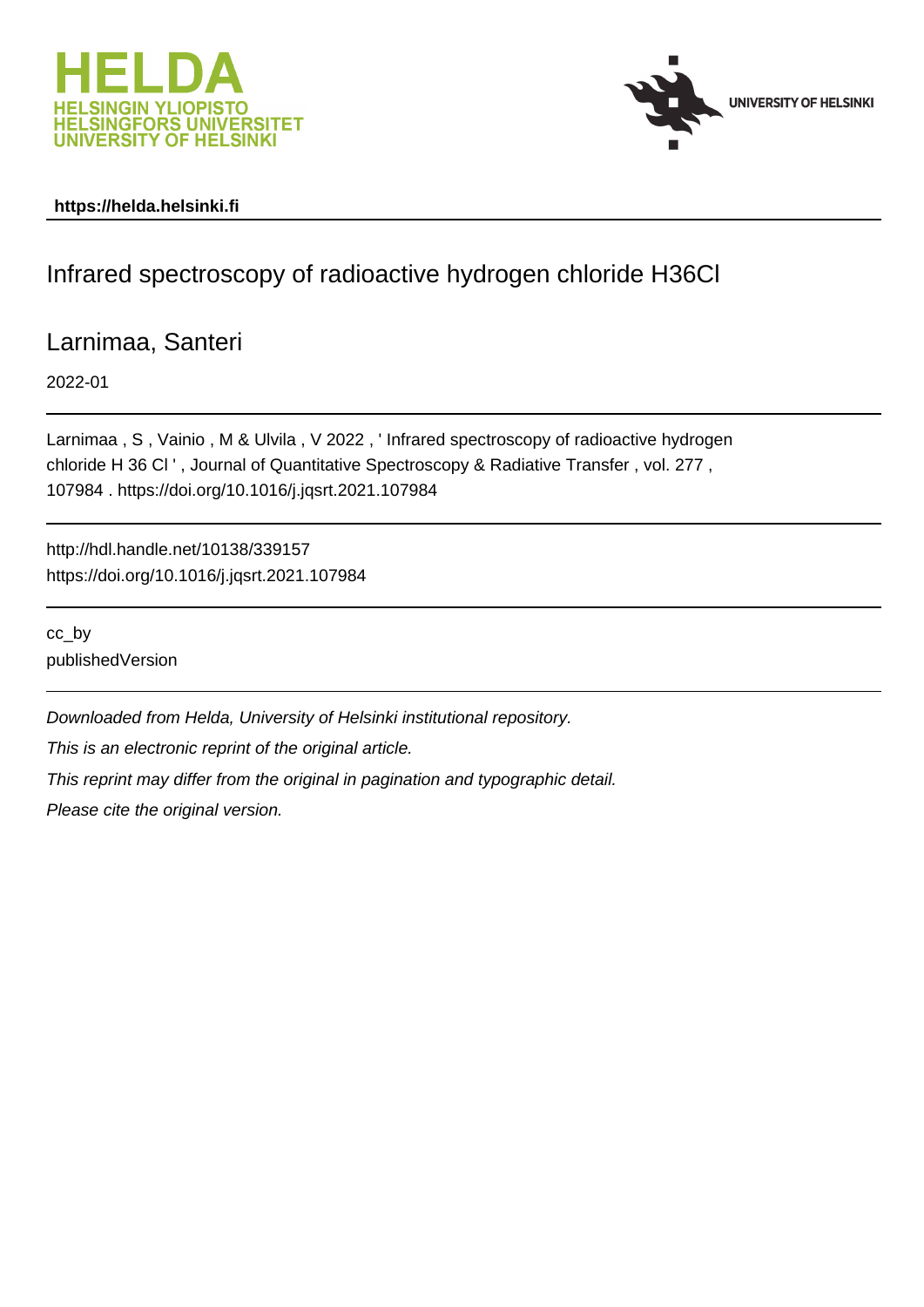**https://helda.helsinki.fi**

# Infrared spectroscopy of radioactive hydrogen chloride H36Cl

## Larnimaa, Santeri

2022-01

Larnimaa , S , Vainio , M & Ulvila , V 2022 , ' Infrared spectroscopy of radioactive hydrogen chloride H 36 Cl ' , Journal of Quantitative Spectroscopy & Radiative Transfer , vol. 277 , 107984 . https://doi.org/10.1016/j.jqsrt.2021.107984

http://hdl.handle.net/10138/339157
https://doi.org/10.1016/j.jqsrt.2021.107984

cc_by
publishedVersion

*Downloaded from Helda, University of Helsinki institutional repository.*

*This is an electronic reprint of the original article.*

*This reprint may differ from the original in pagination and typographic detail.*

*Please cite the original version.*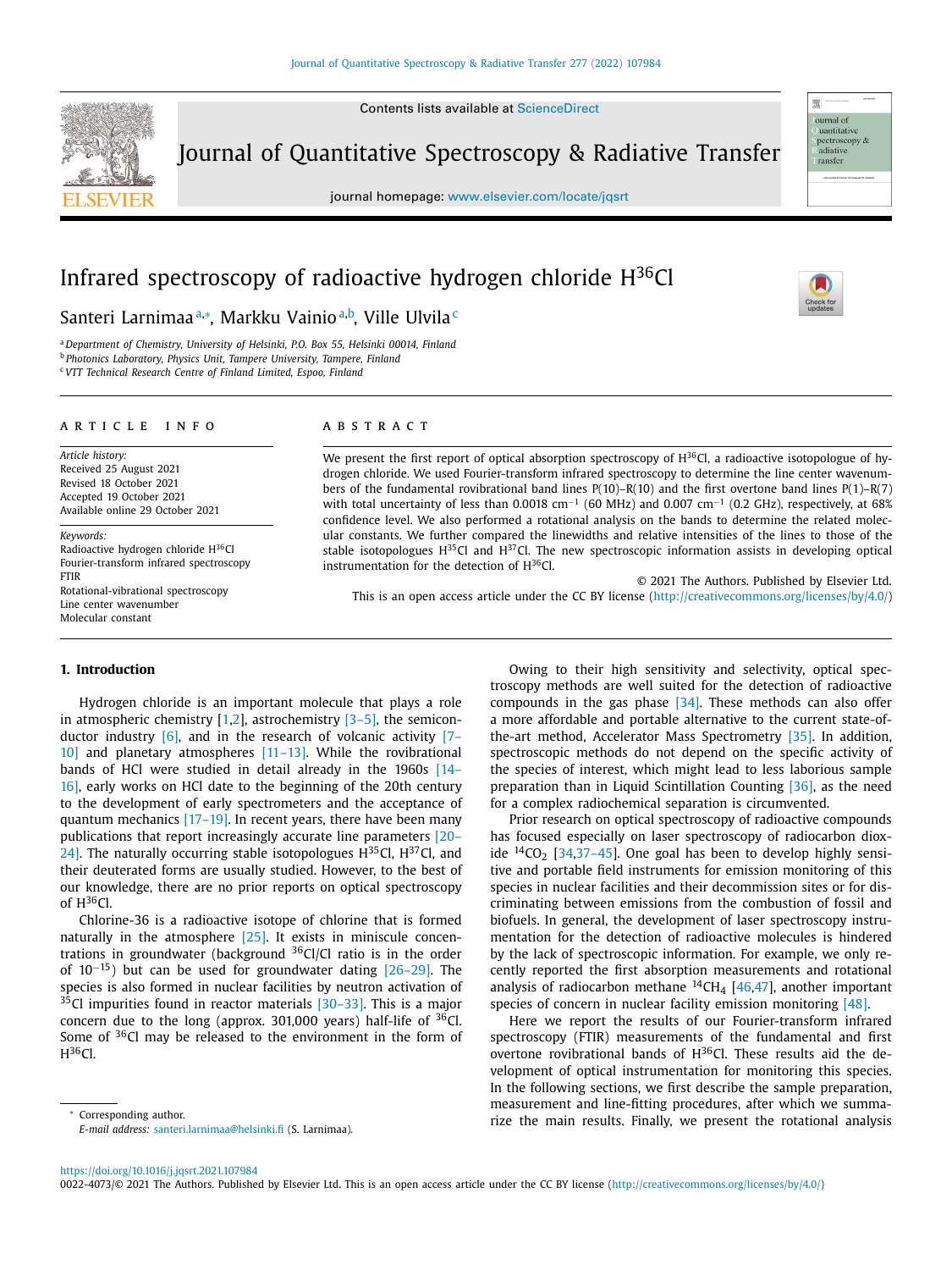# Infrared spectroscopy of radioactive hydrogen chloride $H^{36}Cl$

Santeri Larnimaa[a,*], Markku Vainio[a,b], Ville Ulvila[c]

[a] Department of Chemistry, University of Helsinki, P.O. Box 55, Helsinki 00014, Finland
[b] Photonics Laboratory, Physics Unit, Tampere University, Tampere, Finland
[c] VTT Technical Research Centre of Finland Limited, Espoo, Finland

## ARTICLE INFO

*Article history:*
Received 25 August 2021
Revised 18 October 2021
Accepted 19 October 2021
Available online 29 October 2021

*Keywords:*
Radioactive hydrogen chloride $H^{36}Cl$
Fourier-transform infrared spectroscopy
FTIR
Rotational-vibrational spectroscopy
Line center wavenumber
Molecular constant

## ABSTRACT

We present the first report of optical absorption spectroscopy of $H^{36}Cl$, a radioactive isotopologue of hydrogen chloride. We used Fourier-transform infrared spectroscopy to determine the line center wavenumbers of the fundamental rovibrational band lines P(10)–R(10) and the first overtone band lines P(1)–R(7) with total uncertainty of less than 0.0018 $cm^{-1}$ (60 MHz) and 0.007 $cm^{-1}$ (0.2 GHz), respectively, at 68% confidence level. We also performed a rotational analysis on the bands to determine the related molecular constants. We further compared the linewidths and relative intensities of the lines to those of the stable isotopologues $H^{35}Cl$ and $H^{37}Cl$. The new spectroscopic information assists in developing optical instrumentation for the detection of $H^{36}Cl$.

© 2021 The Authors. Published by Elsevier Ltd.
This is an open access article under the CC BY license (http://creativecommons.org/licenses/by/4.0/)

## 1. Introduction

Hydrogen chloride is an important molecule that plays a role in atmospheric chemistry [1,2], astrochemistry [3–5], the semiconductor industry [6], and in the research of volcanic activity [7–10] and planetary atmospheres [11–13]. While the rovibrational bands of HCl were studied in detail already in the 1960s [14–16], early works on HCl date to the beginning of the 20th century to the development of early spectrometers and the acceptance of quantum mechanics [17–19]. In recent years, there have been many publications that report increasingly accurate line parameters [20–24]. The naturally occurring stable isotopologues $H^{35}Cl$, $H^{37}Cl$, and their deuterated forms are usually studied. However, to the best of our knowledge, there are no prior reports on optical spectroscopy of $H^{36}Cl$.

Chlorine-36 is a radioactive isotope of chlorine that is formed naturally in the atmosphere [25]. It exists in miniscule concentrations in groundwater (background $^{36}Cl/Cl$ ratio is in the order of $10^{-15}$) but can be used for groundwater dating [26–29]. The species is also formed in nuclear facilities by neutron activation of $^{35}Cl$ impurities found in reactor materials [30–33]. This is a major concern due to the long (approx. 301,000 years) half-life of $^{36}Cl$. Some of $^{36}Cl$ may be released to the environment in the form of $H^{36}Cl$.

Owing to their high sensitivity and selectivity, optical spectroscopy methods are well suited for the detection of radioactive compounds in the gas phase [34]. These methods can also offer a more affordable and portable alternative to the current state-of-the-art method, Accelerator Mass Spectrometry [35]. In addition, spectroscopic methods do not depend on the specific activity of the species of interest, which might lead to less laborious sample preparation than in Liquid Scintillation Counting [36], as the need for a complex radiochemical separation is circumvented.

Prior research on optical spectroscopy of radioactive compounds has focused especially on laser spectroscopy of radiocarbon dioxide $^{14}CO_2$ [34,37–45]. One goal has been to develop highly sensitive and portable field instruments for emission monitoring of this species in nuclear facilities and their decommission sites or for discriminating between emissions from the combustion of fossil and biofuels. In general, the development of laser spectroscopy instrumentation for the detection of radioactive molecules is hindered by the lack of spectroscopic information. For example, we only recently reported the first absorption measurements and rotational analysis of radiocarbon methane $^{14}CH_4$ [46,47], another important species of concern in nuclear facility emission monitoring [48].

Here we report the results of our Fourier-transform infrared spectroscopy (FTIR) measurements of the fundamental and first overtone rovibrational bands of $H^{36}Cl$. These results aid the development of optical instrumentation for monitoring this species. In the following sections, we first describe the sample preparation, measurement and line-fitting procedures, after which we summarize the main results. Finally, we present the rotational analysis

* Corresponding author.
*E-mail address:* santeri.larnimaa@helsinki.fi (S. Larnimaa).

https://doi.org/10.1016/j.jqsrt.2021.107984
0022-4073/© 2021 The Authors. Published by Elsevier Ltd. This is an open access article under the CC BY license (http://creativecommons.org/licenses/by/4.0/)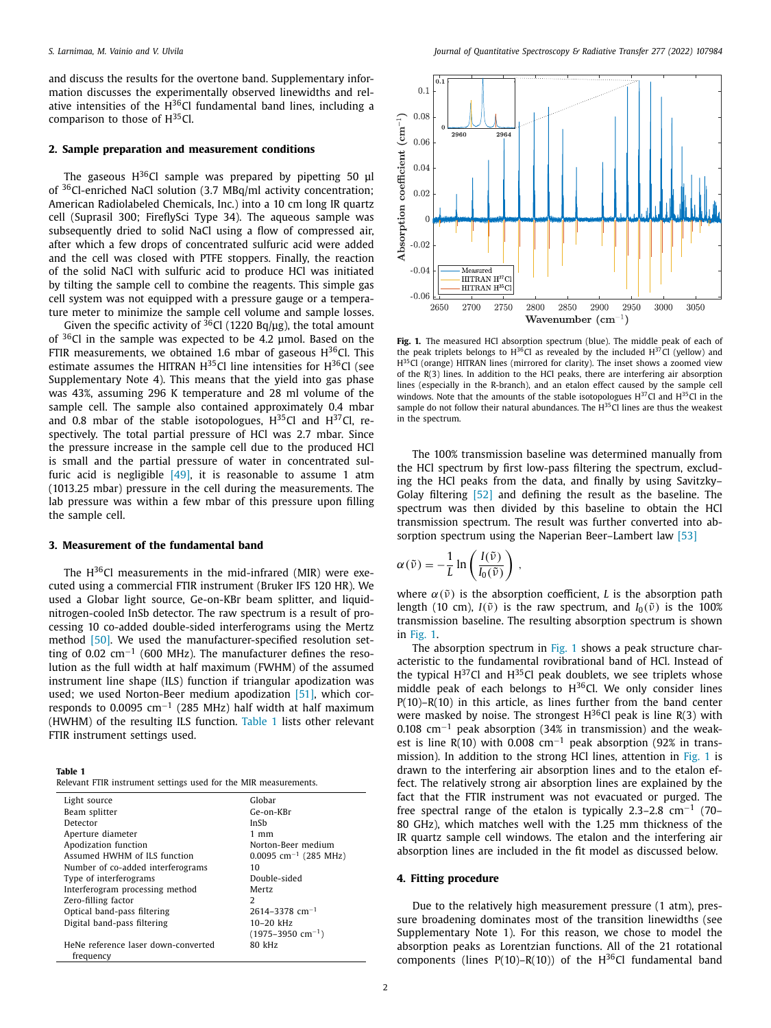and discuss the results for the overtone band. Supplementary information discusses the experimentally observed linewidths and relative intensities of the $H^{36}Cl$ fundamental band lines, including a comparison to those of $H^{35}Cl$.

## 2. Sample preparation and measurement conditions

The gaseous $H^{36}Cl$ sample was prepared by pipetting 50 µl of $^{36}Cl$-enriched NaCl solution (3.7 MBq/ml activity concentration; American Radiolabeled Chemicals, Inc.) into a 10 cm long IR quartz cell (Suprasil 300; FireflySci Type 34). The aqueous sample was subsequently dried to solid NaCl using a flow of compressed air, after which a few drops of concentrated sulfuric acid were added and the cell was closed with PTFE stoppers. Finally, the reaction of the solid NaCl with sulfuric acid to produce HCl was initiated by tilting the sample cell to combine the reagents. This simple gas cell system was not equipped with a pressure gauge or a temperature meter to minimize the sample cell volume and sample losses.

Given the specific activity of $^{36}Cl$ (1220 Bq/µg), the total amount of $^{36}Cl$ in the sample was expected to be 4.2 µmol. Based on the FTIR measurements, we obtained 1.6 mbar of gaseous $H^{36}Cl$. This estimate assumes the HITRAN $H^{35}Cl$ line intensities for $H^{36}Cl$ (see Supplementary Note 4). This means that the yield into gas phase was 43%, assuming 296 K temperature and 28 ml volume of the sample cell. The sample also contained approximately 0.4 mbar and 0.8 mbar of the stable isotopologues, $H^{35}Cl$ and $H^{37}Cl$, respectively. The total partial pressure of HCl was 2.7 mbar. Since the pressure increase in the sample cell due to the produced HCl is small and the partial pressure of water in concentrated sulfuric acid is negligible [49], it is reasonable to assume 1 atm (1013.25 mbar) pressure in the cell during the measurements. The lab pressure was within a few mbar of this pressure upon filling the sample cell.

## 3. Measurement of the fundamental band

The $H^{36}Cl$ measurements in the mid-infrared (MIR) were executed using a commercial FTIR instrument (Bruker IFS 120 HR). We used a Globar light source, Ge-on-KBr beam splitter, and liquid-nitrogen-cooled InSb detector. The raw spectrum is a result of processing 10 co-added double-sided interferograms using the Mertz method [50]. We used the manufacturer-specified resolution setting of 0.02 cm$^{-1}$ (600 MHz). The manufacturer defines the resolution as the full width at half maximum (FWHM) of the assumed instrument line shape (ILS) function if triangular apodization was used; we used Norton-Beer medium apodization [51], which corresponds to 0.0095 cm$^{-1}$ (285 MHz) half width at half maximum (HWHM) of the resulting ILS function. Table 1 lists other relevant FTIR instrument settings used.

**Table 1**
Relevant FTIR instrument settings used for the MIR measurements.

| | |
|---|---|
| Light source | Globar |
| Beam splitter | Ge-on-KBr |
| Detector | InSb |
| Aperture diameter | 1 mm |
| Apodization function | Norton-Beer medium |
| Assumed HWHM of ILS function | 0.0095 cm$^{-1}$ (285 MHz) |
| Number of co-added interferograms | 10 |
| Type of interferograms | Double-sided |
| Interferogram processing method | Mertz |
| Zero-filling factor | 2 |
| Optical band-pass filtering | 2614–3378 cm$^{-1}$ |
| Digital band-pass filtering | 10–20 kHz (1975–3950 cm$^{-1}$) |
| HeNe reference laser down-converted frequency | 80 kHz |

**Fig. 1.** The measured HCl absorption spectrum (blue). The middle peak of each of the peak triplets belongs to $H^{36}Cl$ as revealed by the included $H^{37}Cl$ (yellow) and $H^{35}Cl$ (orange) HITRAN lines (mirrored for clarity). The inset shows a zoomed view of the R(3) lines. In addition to the HCl peaks, there are interfering air absorption lines (especially in the R-branch), and an etalon effect caused by the sample cell windows. Note that the amounts of the stable isotopologues $H^{37}Cl$ and $H^{35}Cl$ in the sample do not follow their natural abundances. The $H^{35}Cl$ lines are thus the weakest in the spectrum.

The 100% transmission baseline was determined manually from the HCl spectrum by first low-pass filtering the spectrum, excluding the HCl peaks from the data, and finally by using Savitzky–Golay filtering [52] and defining the result as the baseline. The spectrum was then divided by this baseline to obtain the HCl transmission spectrum. The result was further converted into absorption spectrum using the Naperian Beer–Lambert law [53]

$$\alpha(\tilde{\nu}) = -\frac{1}{L}\ln\left(\frac{I(\tilde{\nu})}{I_0(\tilde{\nu})}\right),$$

where $\alpha(\tilde{\nu})$ is the absorption coefficient, $L$ is the absorption path length (10 cm), $I(\tilde{\nu})$ is the raw spectrum, and $I_0(\tilde{\nu})$ is the 100% transmission baseline. The resulting absorption spectrum is shown in Fig. 1.

The absorption spectrum in Fig. 1 shows a peak structure characteristic to the fundamental rovibrational band of HCl. Instead of the typical $H^{37}Cl$ and $H^{35}Cl$ peak doublets, we see triplets whose middle peak of each belongs to $H^{36}Cl$. We only consider lines P(10)–R(10) in this article, as lines further from the band center were masked by noise. The strongest $H^{36}Cl$ peak is line R(3) with 0.108 cm$^{-1}$ peak absorption (34% in transmission) and the weakest is line R(10) with 0.008 cm$^{-1}$ peak absorption (92% in transmission). In addition to the strong HCl lines, attention in Fig. 1 is drawn to the interfering air absorption lines and to the etalon effect. The relatively strong air absorption lines are explained by the fact that the FTIR instrument was not evacuated or purged. The free spectral range of the etalon is typically 2.3–2.8 cm$^{-1}$ (70–80 GHz), which matches well with the 1.25 mm thickness of the IR quartz sample cell windows. The etalon and the interfering air absorption lines are included in the fit model as discussed below.

## 4. Fitting procedure

Due to the relatively high measurement pressure (1 atm), pressure broadening dominates most of the transition linewidths (see Supplementary Note 1). For this reason, we chose to model the absorption peaks as Lorentzian functions. All of the 21 rotational components (lines P(10)–R(10)) of the $H^{36}Cl$ fundamental band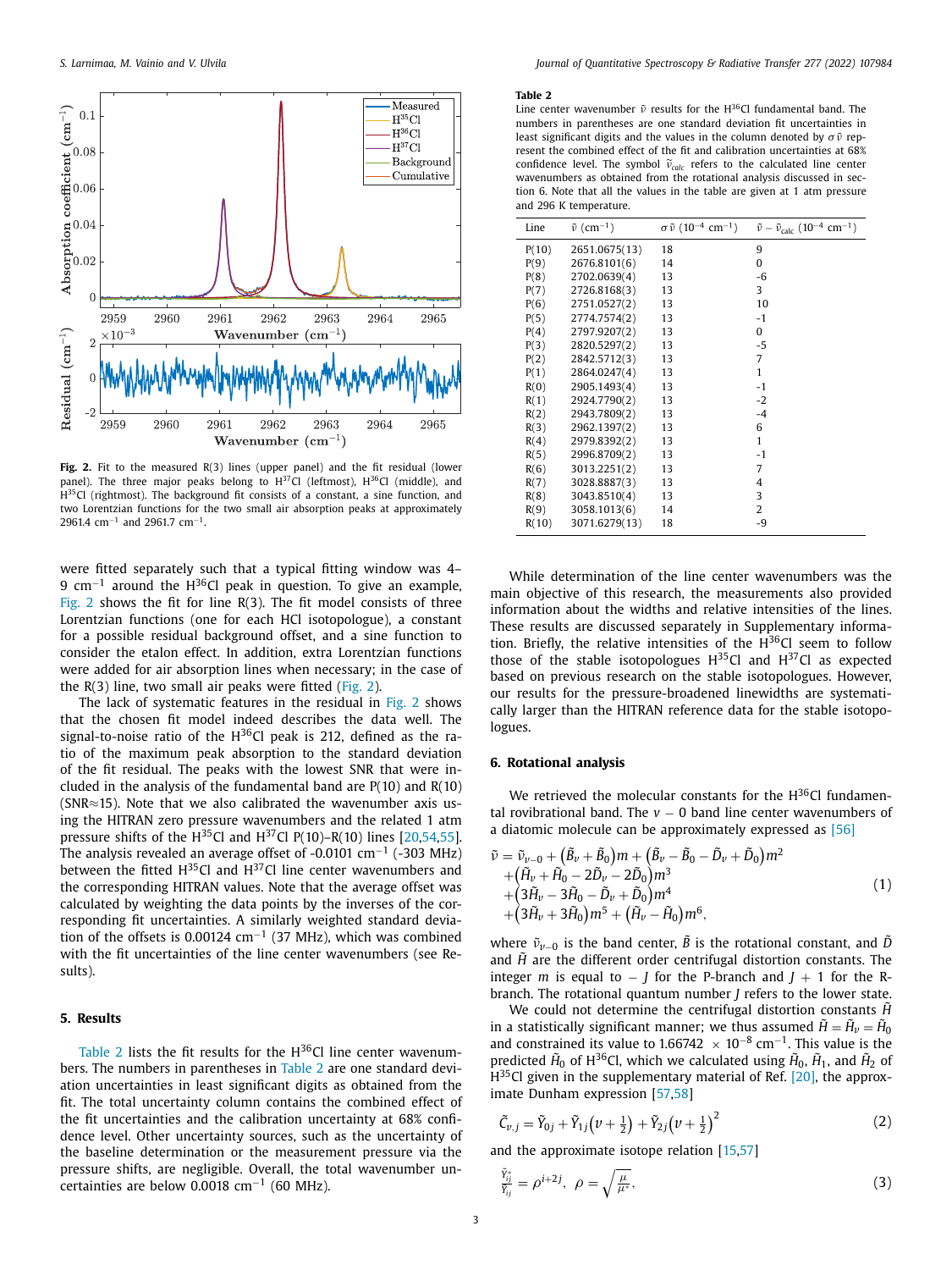Fig. 2. Fit to the measured R(3) lines (upper panel) and the fit residual (lower panel). The three major peaks belong to $H^{37}Cl$ (leftmost), $H^{36}Cl$ (middle), and $H^{35}Cl$ (rightmost). The background fit consists of a constant, a sine function, and two Lorentzian functions for the two small air absorption peaks at approximately 2961.4 cm$^{-1}$ and 2961.7 cm$^{-1}$.

were fitted separately such that a typical fitting window was 4–9 cm$^{-1}$ around the $H^{36}Cl$ peak in question. To give an example, Fig. 2 shows the fit for line R(3). The fit model consists of three Lorentzian functions (one for each HCl isotopologue), a constant for a possible residual background offset, and a sine function to consider the etalon effect. In addition, extra Lorentzian functions were added for air absorption lines when necessary; in the case of the R(3) line, two small air peaks were fitted (Fig. 2).

The lack of systematic features in the residual in Fig. 2 shows that the chosen fit model indeed describes the data well. The signal-to-noise ratio of the $H^{36}Cl$ peak is 212, defined as the ratio of the maximum peak absorption to the standard deviation of the fit residual. The peaks with the lowest SNR that were included in the analysis of the fundamental band are P(10) and R(10) (SNR≈15). Note that we also calibrated the wavenumber axis using the HITRAN zero pressure wavenumbers and the related 1 atm pressure shifts of the $H^{35}Cl$ and $H^{37}Cl$ P(10)–R(10) lines [20,54,55]. The analysis revealed an average offset of -0.0101 cm$^{-1}$ (-303 MHz) between the fitted $H^{35}Cl$ and $H^{37}Cl$ line center wavenumbers and the corresponding HITRAN values. Note that the average offset was calculated by weighting the data points by the inverses of the corresponding fit uncertainties. A similarly weighted standard deviation of the offsets is 0.00124 cm$^{-1}$ (37 MHz), which was combined with the fit uncertainties of the line center wavenumbers (see Results).

## 5. Results

Table 2 lists the fit results for the $H^{36}Cl$ line center wavenumbers. The numbers in parentheses in Table 2 are one standard deviation uncertainties in least significant digits as obtained from the fit. The total uncertainty column contains the combined effect of the fit uncertainties and the calibration uncertainty at 68% confidence level. Other uncertainty sources, such as the uncertainty of the baseline determination or the measurement pressure via the pressure shifts, are negligible. Overall, the total wavenumber uncertainties are below 0.0018 cm$^{-1}$ (60 MHz).

**Table 2**
Line center wavenumber $\tilde{\nu}$ results for the $H^{36}Cl$ fundamental band. The numbers in parentheses are one standard deviation fit uncertainties in least significant digits and the values in the column denoted by $\sigma\tilde{\nu}$ represent the combined effect of the fit and calibration uncertainties at 68% confidence level. The symbol $\tilde{\nu}_{calc}$ refers to the calculated line center wavenumbers as obtained from the rotational analysis discussed in section 6. Note that all the values in the table are given at 1 atm pressure and 296 K temperature.

| Line | $\tilde{\nu}$ (cm$^{-1}$) | $\sigma\tilde{\nu}$ ($10^{-4}$ cm$^{-1}$) | $\tilde{\nu}-\tilde{\nu}_{calc}$ ($10^{-4}$ cm$^{-1}$) |
|---|---|---|---|
| P(10) | 2651.0675(13) | 18 | 9 |
| P(9) | 2676.8101(6) | 14 | 0 |
| P(8) | 2702.0639(4) | 13 | -6 |
| P(7) | 2726.8168(3) | 13 | 3 |
| P(6) | 2751.0527(2) | 13 | 10 |
| P(5) | 2774.7574(2) | 13 | -1 |
| P(4) | 2797.9207(2) | 13 | 0 |
| P(3) | 2820.5297(2) | 13 | -5 |
| P(2) | 2842.5712(3) | 13 | 7 |
| P(1) | 2864.0247(4) | 13 | 1 |
| R(0) | 2905.1493(4) | 13 | -1 |
| R(1) | 2924.7790(2) | 13 | -2 |
| R(2) | 2943.7809(2) | 13 | -4 |
| R(3) | 2962.1397(2) | 13 | 6 |
| R(4) | 2979.8392(2) | 13 | 1 |
| R(5) | 2996.8709(2) | 13 | -1 |
| R(6) | 3013.2251(2) | 13 | 7 |
| R(7) | 3028.8887(3) | 13 | 4 |
| R(8) | 3043.8510(4) | 13 | 3 |
| R(9) | 3058.1013(6) | 14 | 2 |
| R(10) | 3071.6279(13) | 18 | -9 |

While determination of the line center wavenumbers was the main objective of this research, the measurements also provided information about the widths and relative intensities of the lines. These results are discussed separately in Supplementary information. Briefly, the relative intensities of the $H^{36}Cl$ seem to follow those of the stable isotopologues $H^{35}Cl$ and $H^{37}Cl$ as expected based on previous research on the stable isotopologues. However, our results for the pressure-broadened linewidths are systematically larger than the HITRAN reference data for the stable isotopologues.

## 6. Rotational analysis

We retrieved the molecular constants for the $H^{36}Cl$ fundamental rovibrational band. The $v-0$ band line center wavenumbers of a diatomic molecule can be approximately expressed as [56]

$$
\begin{aligned}
\tilde{\nu} = \tilde{\nu}_{v-0} &+ \left(\tilde{B}_v + \tilde{B}_0\right)m + \left(\tilde{B}_v - \tilde{B}_0 - \tilde{D}_v + \tilde{D}_0\right)m^2 \\
&+ \left(\tilde{H}_v + \tilde{H}_0 - 2\tilde{D}_v - 2\tilde{D}_0\right)m^3 \\
&+ \left(3\tilde{H}_v - 3\tilde{H}_0 - \tilde{D}_v + \tilde{D}_0\right)m^4 \\
&+ \left(3\tilde{H}_v + 3\tilde{H}_0\right)m^5 + \left(\tilde{H}_v - \tilde{H}_0\right)m^6,
\end{aligned} \tag{1}
$$

where $\tilde{\nu}_{v-0}$ is the band center, $\tilde{B}$ is the rotational constant, and $\tilde{D}$ and $\tilde{H}$ are the different order centrifugal distortion constants. The integer $m$ is equal to $-J$ for the P-branch and $J+1$ for the R-branch. The rotational quantum number $J$ refers to the lower state.

We could not determine the centrifugal distortion constants $\tilde{H}$ in a statistically significant manner; we thus assumed $\tilde{H} = \tilde{H}_v = \tilde{H}_0$ and constrained its value to 1.66742 $\times 10^{-8}$ cm$^{-1}$. This value is the predicted $\tilde{H}_0$ of $H^{36}Cl$, which we calculated using $\tilde{H}_0$, $\tilde{H}_1$, and $\tilde{H}_2$ of $H^{35}Cl$ given in the supplementary material of Ref. [20], the approximate Dunham expression [57,58]

$$
\tilde{C}_{v,j} = \tilde{Y}_{0j} + \tilde{Y}_{1j}\left(v + \tfrac{1}{2}\right) + \tilde{Y}_{2j}\left(v + \tfrac{1}{2}\right)^2 \tag{2}
$$

and the approximate isotope relation [15,57]

$$
\frac{\tilde{Y}_{ij}^{*}}{\tilde{Y}_{ij}} = \rho^{i+2j}, \quad \rho = \sqrt{\frac{\mu}{\mu^{*}}}, \tag{3}
$$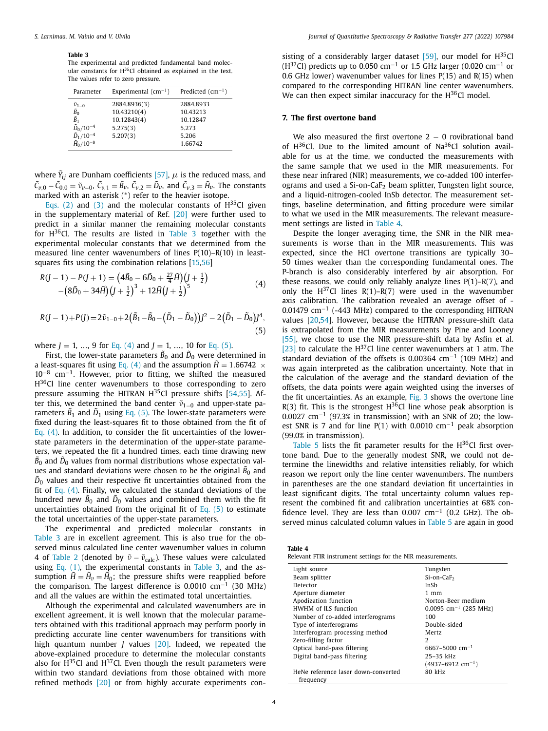**Table 3**
The experimental and predicted fundamental band molecular constants for $H^{36}Cl$ obtained as explained in the text. The values refer to zero pressure.

| Parameter | Experimental (cm$^{-1}$) | Predicted (cm$^{-1}$) |
|---|---|---|
| $\tilde{\nu}_{1-0}$ | 2884.8936(3) | 2884.8933 |
| $\tilde{B}_0$ | 10.43210(4) | 10.43213 |
| $\tilde{B}_1$ | 10.12843(4) | 10.12847 |
| $\tilde{D}_0/10^{-4}$ | 5.275(3) | 5.273 |
| $\tilde{D}_1/10^{-4}$ | 5.207(3) | 5.206 |
| $\tilde{H}_0/10^{-8}$ | | 1.66742 |

where $\tilde{Y}_{ij}$ are Dunham coefficients [57], $\mu$ is the reduced mass, and $\tilde{C}_{v,0} - \tilde{C}_{0,0} = \tilde{\nu}_{v-0}$, $\tilde{C}_{v,1} = \tilde{B}_v$, $\tilde{C}_{v,2} = \tilde{D}_v$, and $\tilde{C}_{v,3} = \tilde{H}_v$. The constants marked with an asterisk (*) refer to the heavier isotope.

Eqs. (2) and (3) and the molecular constants of $H^{35}Cl$ given in the supplementary material of Ref. [20] were further used to predict in a similar manner the remaining molecular constants for $H^{36}Cl$. The results are listed in Table 3 together with the experimental molecular constants that we determined from the measured line center wavenumbers of lines P(10)–R(10) in least-squares fits using the combination relations [15,56]

$$R(J-1) - P(J+1) = \left(4\tilde{B}_0 - 6\tilde{D}_0 + \tfrac{27}{4}\tilde{H}\right)\left(J+\tfrac{1}{2}\right) - \left(8\tilde{D}_0 + 34\tilde{H}\right)\left(J+\tfrac{1}{2}\right)^3 + 12\tilde{H}\left(J+\tfrac{1}{2}\right)^5 \tag{4}$$

$$R(J-1)+P(J) = 2\tilde{\nu}_{1-0} + 2\left(\tilde{B}_1 - \tilde{B}_0 - \left(\tilde{D}_1 - \tilde{D}_0\right)\right)J^2 - 2\left(\tilde{D}_1 - \tilde{D}_0\right)J^4, \tag{5}$$

where $J = 1, \ldots, 9$ for Eq. (4) and $J = 1, \ldots, 10$ for Eq. (5).

First, the lower-state parameters $\tilde{B}_0$ and $\tilde{D}_0$ were determined in a least-squares fit using Eq. (4) and the assumption $\tilde{H} = 1.66742 \times 10^{-8}$ cm$^{-1}$. However, prior to fitting, we shifted the measured $H^{36}Cl$ line center wavenumbers to those corresponding to zero pressure assuming the HITRAN $H^{35}Cl$ pressure shifts [54,55]. After this, we determined the band center $\tilde{\nu}_{1-0}$ and upper-state parameters $\tilde{B}_1$ and $\tilde{D}_1$ using Eq. (5). The lower-state parameters were fixed during the least-squares fit to those obtained from the fit of Eq. (4). In addition, to consider the fit uncertainties of the lower-state parameters in the determination of the upper-state parameters, we repeated the fit a hundred times, each time drawing new $\tilde{B}_0$ and $\tilde{D}_0$ values from normal distributions whose expectation values and standard deviations were chosen to be the original $\tilde{B}_0$ and $\tilde{D}_0$ values and their respective fit uncertainties obtained from the fit of Eq. (4). Finally, we calculated the standard deviations of the hundred new $\tilde{B}_0$ and $\tilde{D}_0$ values and combined them with the fit uncertainties obtained from the original fit of Eq. (5) to estimate the total uncertainties of the upper-state parameters.

The experimental and predicted molecular constants in Table 3 are in excellent agreement. This is also true for the observed minus calculated line center wavenumber values in column 4 of Table 2 (denoted by $\tilde{\nu} - \tilde{\nu}_{\text{calc}}$). These values were calculated using Eq. (1), the experimental constants in Table 3, and the assumption $\tilde{H} = \tilde{H}_v = \tilde{H}_0$; the pressure shifts were reapplied before the comparison. The largest difference is 0.0010 cm$^{-1}$ (30 MHz) and all the values are within the estimated total uncertainties.

Although the experimental and calculated wavenumbers are in excellent agreement, it is well known that the molecular parameters obtained with this traditional approach may perform poorly in predicting accurate line center wavenumbers for transitions with high quantum number $J$ values [20]. Indeed, we repeated the above-explained procedure to determine the molecular constants also for $H^{35}Cl$ and $H^{37}Cl$. Even though the result parameters were within two standard deviations from those obtained with more refined methods [20] or from highly accurate experiments consisting of a considerably larger dataset [59], our model for $H^{35}Cl$ ($H^{37}Cl$) predicts up to 0.050 cm$^{-1}$ or 1.5 GHz larger (0.020 cm$^{-1}$ or 0.6 GHz lower) wavenumber values for lines P(15) and R(15) when compared to the corresponding HITRAN line center wavenumbers. We can then expect similar inaccuracy for the $H^{36}Cl$ model.

## 7. The first overtone band

We also measured the first overtone 2 − 0 rovibrational band of $H^{36}Cl$. Due to the limited amount of $Na^{36}Cl$ solution available for us at the time, we conducted the measurements with the same sample that we used in the MIR measurements. For these near infrared (NIR) measurements, we co-added 100 interferograms and used a Si-on-$CaF_2$ beam splitter, Tungsten light source, and a liquid-nitrogen-cooled InSb detector. The measurement settings, baseline determination, and fitting procedure were similar to what we used in the MIR measurements. The relevant measurement settings are listed in Table 4.

Despite the longer averaging time, the SNR in the NIR measurements is worse than in the MIR measurements. This was expected, since the HCl overtone transitions are typically 30–50 times weaker than the corresponding fundamental ones. The P-branch is also considerably interfered by air absorption. For these reasons, we could only reliably analyze lines P(1)–R(7), and only the $H^{37}Cl$ lines R(1)–R(7) were used in the wavenumber axis calibration. The calibration revealed an average offset of -0.01479 cm$^{-1}$ (-443 MHz) compared to the corresponding HITRAN values [20,54]. However, because the HITRAN pressure-shift data is extrapolated from the MIR measurements by Pine and Looney [55], we chose to use the NIR pressure-shift data by Asfin et al. [23] to calculate the $H^{37}Cl$ line center wavenumbers at 1 atm. The standard deviation of the offsets is 0.00364 cm$^{-1}$ (109 MHz) and was again interpreted as the calibration uncertainty. Note that in the calculation of the average and the standard deviation of the offsets, the data points were again weighted using the inverses of the fit uncertainties. As an example, Fig. 3 shows the overtone line R(3) fit. This is the strongest $H^{36}Cl$ line whose peak absorption is 0.0027 cm$^{-1}$ (97.3% in transmission) with an SNR of 20; the lowest SNR is 7 and for line P(1) with 0.0010 cm$^{-1}$ peak absorption (99.0% in transmission).

Table 5 lists the fit parameter results for the $H^{36}Cl$ first overtone band. Due to the generally modest SNR, we could not determine the linewidths and relative intensities reliably, for which reason we report only the line center wavenumbers. The numbers in parentheses are the one standard deviation fit uncertainties in least significant digits. The total uncertainty column values represent the combined fit and calibration uncertainties at 68% confidence level. They are less than 0.007 cm$^{-1}$ (0.2 GHz). The observed minus calculated column values in Table 5 are again in good

**Table 4**
Relevant FTIR instrument settings for the NIR measurements.

| | |
|---|---|
| Light source | Tungsten |
| Beam splitter | Si-on-$CaF_2$ |
| Detector | InSb |
| Aperture diameter | 1 mm |
| Apodization function | Norton-Beer medium |
| HWHM of ILS function | 0.0095 cm$^{-1}$ (285 MHz) |
| Number of co-added interferograms | 100 |
| Type of interferograms | Double-sided |
| Interferogram processing method | Mertz |
| Zero-filling factor | 2 |
| Optical band-pass filtering | 6667–5000 cm$^{-1}$ |
| Digital band-pass filtering | 25–35 kHz (4937–6912 cm$^{-1}$) |
| HeNe reference laser down-converted frequency | 80 kHz |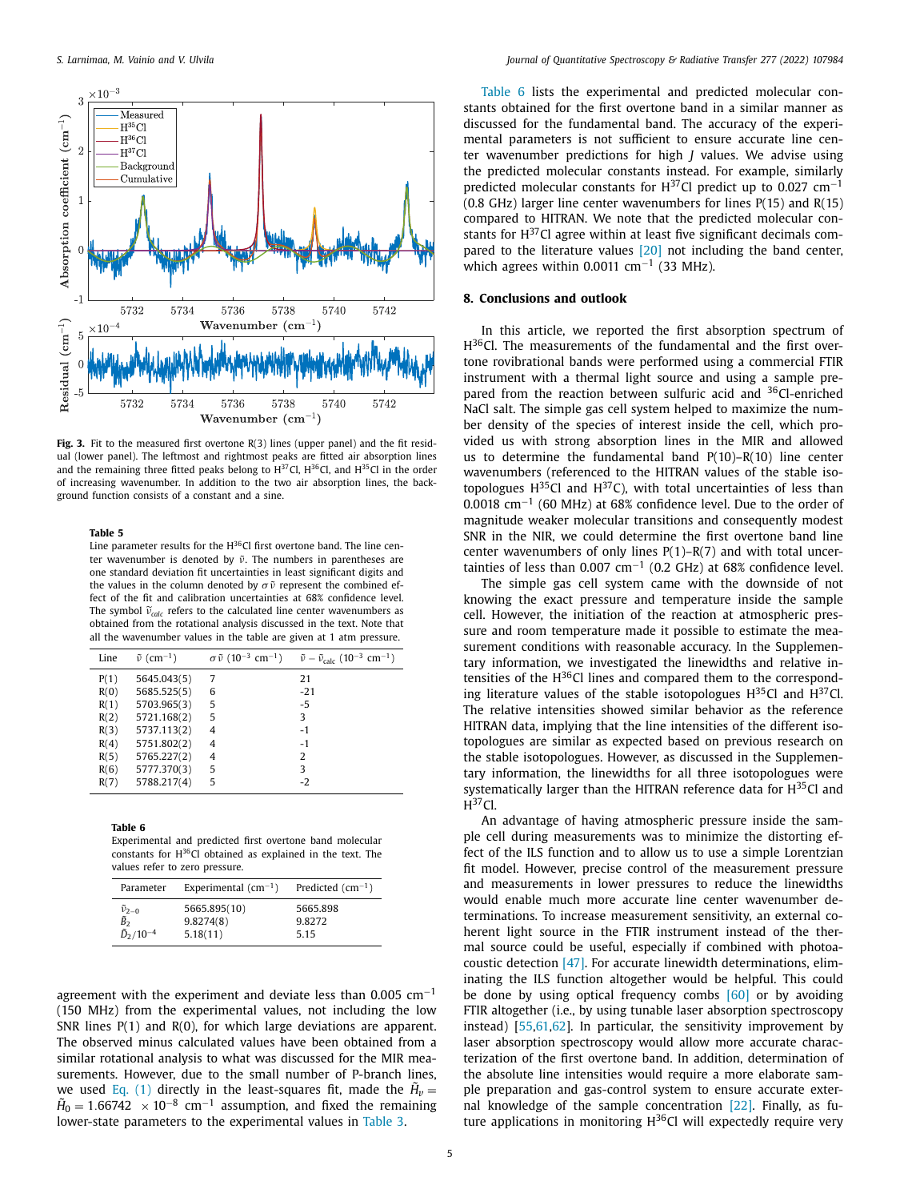**Fig. 3.** Fit to the measured first overtone R(3) lines (upper panel) and the fit residual (lower panel). The leftmost and rightmost peaks are fitted air absorption lines and the remaining three fitted peaks belong to $H^{37}Cl$, $H^{36}Cl$, and $H^{35}Cl$ in the order of increasing wavenumber. In addition to the two air absorption lines, the background function consists of a constant and a sine.

**Table 5**
Line parameter results for the $H^{36}Cl$ first overtone band. The line center wavenumber is denoted by $\tilde{\nu}$. The numbers in parentheses are one standard deviation fit uncertainties in least significant digits and the values in the column denoted by $\sigma\tilde{\nu}$ represent the combined effect of the fit and calibration uncertainties at 68% confidence level. The symbol $\tilde{\nu}_{calc}$ refers to the calculated line center wavenumbers as obtained from the rotational analysis discussed in the text. Note that all the wavenumber values in the table are given at 1 atm pressure.

| Line | $\tilde{\nu}$ (cm$^{-1}$) | $\sigma\tilde{\nu}$ ($10^{-3}$ cm$^{-1}$) | $\tilde{\nu} - \tilde{\nu}_{calc}$ ($10^{-3}$ cm$^{-1}$) |
|---|---|---|---|
| P(1) | 5645.043(5) | 7 | 21 |
| R(0) | 5685.525(5) | 6 | -21 |
| R(1) | 5703.965(3) | 5 | -5 |
| R(2) | 5721.168(2) | 5 | 3 |
| R(3) | 5737.113(2) | 4 | -1 |
| R(4) | 5751.802(2) | 4 | -1 |
| R(5) | 5765.227(2) | 4 | 2 |
| R(6) | 5777.370(3) | 5 | 3 |
| R(7) | 5788.217(4) | 5 | -2 |

**Table 6**
Experimental and predicted first overtone band molecular constants for $H^{36}Cl$ obtained as explained in the text. The values refer to zero pressure.

| Parameter | Experimental (cm$^{-1}$) | Predicted (cm$^{-1}$) |
|---|---|---|
| $\tilde{\nu}_{2-0}$ | 5665.895(10) | 5665.898 |
| $\tilde{B}_2$ | 9.8274(8) | 9.8272 |
| $\tilde{D}_2/10^{-4}$ | 5.18(11) | 5.15 |

agreement with the experiment and deviate less than 0.005 cm$^{-1}$ (150 MHz) from the experimental values, not including the low SNR lines P(1) and R(0), for which large deviations are apparent. The observed minus calculated values have been obtained from a similar rotational analysis to what was discussed for the MIR measurements. However, due to the small number of P-branch lines, we used Eq. (1) directly in the least-squares fit, made the $\tilde{H}_v = \tilde{H}_0 = 1.66742 \times 10^{-8}$ cm$^{-1}$ assumption, and fixed the remaining lower-state parameters to the experimental values in Table 3.

Table 6 lists the experimental and predicted molecular constants obtained for the first overtone band in a similar manner as discussed for the fundamental band. The accuracy of the experimental parameters is not sufficient to ensure accurate line center wavenumber predictions for high $J$ values. We advise using the predicted molecular constants instead. For example, similarly predicted molecular constants for $H^{37}Cl$ predict up to 0.027 cm$^{-1}$ (0.8 GHz) larger line center wavenumbers for lines P(15) and R(15) compared to HITRAN. We note that the predicted molecular constants for $H^{37}Cl$ agree within at least five significant decimals compared to the literature values [20] not including the band center, which agrees within 0.0011 cm$^{-1}$ (33 MHz).

## 8. Conclusions and outlook

In this article, we reported the first absorption spectrum of $H^{36}Cl$. The measurements of the fundamental and the first overtone rovibrational bands were performed using a commercial FTIR instrument with a thermal light source and using a sample prepared from the reaction between sulfuric acid and $^{36}Cl$-enriched NaCl salt. The simple gas cell system helped to maximize the number density of the species of interest inside the cell, which provided us with strong absorption lines in the MIR and allowed us to determine the fundamental band P(10)–R(10) line center wavenumbers (referenced to the HITRAN values of the stable isotopologues $H^{35}Cl$ and $H^{37}C$), with total uncertainties of less than 0.0018 cm$^{-1}$ (60 MHz) at 68% confidence level. Due to the order of magnitude weaker molecular transitions and consequently modest SNR in the NIR, we could determine the first overtone band line center wavenumbers of only lines P(1)–R(7) and with total uncertainties of less than 0.007 cm$^{-1}$ (0.2 GHz) at 68% confidence level.

The simple gas cell system came with the downside of not knowing the exact pressure and temperature inside the sample cell. However, the initiation of the reaction at atmospheric pressure and room temperature made it possible to estimate the measurement conditions with reasonable accuracy. In the Supplementary information, we investigated the linewidths and relative intensities of the $H^{36}Cl$ lines and compared them to the corresponding literature values of the stable isotopologues $H^{35}Cl$ and $H^{37}Cl$. The relative intensities showed similar behavior as the reference HITRAN data, implying that the line intensities of the different isotopologues are similar as expected based on previous research on the stable isotopologues. However, as discussed in the Supplementary information, the linewidths for all three isotopologues were systematically larger than the HITRAN reference data for $H^{35}Cl$ and $H^{37}Cl$.

An advantage of having atmospheric pressure inside the sample cell during measurements was to minimize the distorting effect of the ILS function and to allow us to use a simple Lorentzian fit model. However, precise control of the measurement pressure and measurements in lower pressures to reduce the linewidths would enable much more accurate line center wavenumber determinations. To increase measurement sensitivity, an external coherent light source in the FTIR instrument instead of the thermal source could be useful, especially if combined with photoacoustic detection [47]. For accurate linewidth determinations, eliminating the ILS function altogether would be helpful. This could be done by using optical frequency combs [60] or by avoiding FTIR altogether (i.e., by using tunable laser absorption spectroscopy instead) [55,61,62]. In particular, the sensitivity improvement by laser absorption spectroscopy would allow more accurate characterization of the first overtone band. In addition, determination of the absolute line intensities would require a more elaborate sample preparation and gas-control system to ensure accurate external knowledge of the sample concentration [22]. Finally, as future applications in monitoring $H^{36}Cl$ will expectedly require very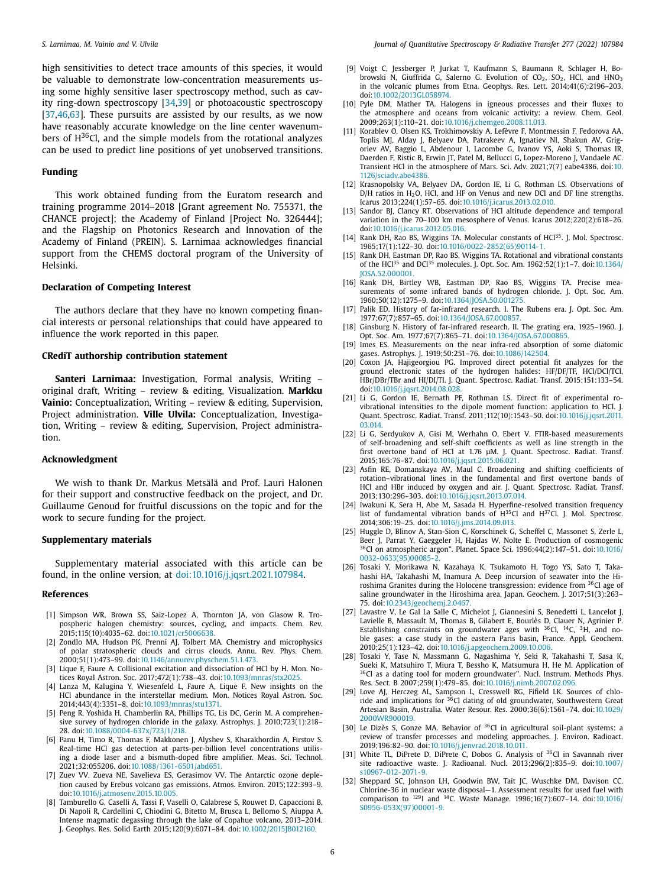high sensitivities to detect trace amounts of this species, it would be valuable to demonstrate low-concentration measurements using some highly sensitive laser spectroscopy method, such as cavity ring-down spectroscopy [34,39] or photoacoustic spectroscopy [37,46,63]. These pursuits are assisted by our results, as we now have reasonably accurate knowledge on the line center wavenumbers of $H^{36}Cl$, and the simple models from the rotational analyzes can be used to predict line positions of yet unobserved transitions.

## Funding

This work obtained funding from the Euratom research and training programme 2014–2018 [Grant agreement No. 755371, the CHANCE project]; the Academy of Finland [Project No. 326444]; and the Flagship on Photonics Research and Innovation of the Academy of Finland (PREIN). S. Larnimaa acknowledges financial support from the CHEMS doctoral program of the University of Helsinki.

## Declaration of Competing Interest

The authors declare that they have no known competing financial interests or personal relationships that could have appeared to influence the work reported in this paper.

## CRediT authorship contribution statement

**Santeri Larnimaa:** Investigation, Formal analysis, Writing – original draft, Writing – review & editing, Visualization. **Markku Vainio:** Conceptualization, Writing – review & editing, Supervision, Project administration. **Ville Ulvila:** Conceptualization, Investigation, Writing – review & editing, Supervision, Project administration.

## Acknowledgment

We wish to thank Dr. Markus Metsälä and Prof. Lauri Halonen for their support and constructive feedback on the project, and Dr. Guillaume Genoud for fruitful discussions on the topic and for the work to secure funding for the project.

## Supplementary materials

Supplementary material associated with this article can be found, in the online version, at doi:10.1016/j.jqsrt.2021.107984.

## References

[1] Simpson WR, Brown SS, Saiz-Lopez A, Thornton JA, von Glasow R. Tropospheric halogen chemistry: sources, cycling, and impacts. Chem. Rev. 2015;115(10):4035–62. doi:10.1021/cr5006638.

[2] Zondlo MA, Hudson PK, Prenni AJ, Tolbert MA. Chemistry and microphysics of polar stratospheric clouds and cirrus clouds. Annu. Rev. Phys. Chem. 2000;51(1):473–99. doi:10.1146/annurev.physchem.51.1.473.

[3] Lique F, Faure A. Collisional excitation and dissociation of HCl by H. Mon. Notices Royal Astron. Soc. 2017;472(1):738–43. doi:10.1093/mnras/stx2025.

[4] Lanza M, Kalugina Y, Wiesenfeld L, Faure A, Lique F. New insights on the HCl abundance in the interstellar medium. Mon. Notices Royal Astron. Soc. 2014;443(4):3351–8. doi:10.1093/mnras/stu1371.

[5] Peng R, Yoshida H, Chamberlin RA, Phillips TG, Lis DC, Gerin M. A comprehensive survey of hydrogen chloride in the galaxy. Astrophys. J. 2010;723(1):218–28. doi:10.1088/0004-637x/723/1/218.

[6] Panu H, Timo R, Thomas F, Makkonen J, Alyshev S, Kharakhordin A, Firstov S. Real-time HCl gas detection at parts-per-billion level concentrations utilising a diode laser and a bismuth-doped fibre amplifier. Meas. Sci. Technol. 2021;32:055206. doi:10.1088/1361-6501/abd651.

[7] Zuev VV, Zueva NE, Savelieva ES, Gerasimov VV. The Antarctic ozone depletion caused by Erebus volcano gas emissions. Atmos. Environ. 2015;122:393–9. doi:10.1016/j.atmosenv.2015.10.005.

[8] Tamburello G, Caselli A, Tassi F, Vaselli O, Calabrese S, Rouwet D, Capaccioni B, Di Napoli R, Cardellini C, Chiodini G, Bitetto M, Brusca L, Bellomo S, Aiuppa A. Intense magmatic degassing through the lake of Copahue volcano, 2013–2014. J. Geophys. Res. Solid Earth 2015;120(9):6071–84. doi:10.1002/2015JB012160.

[9] Voigt C, Jessberger P, Jurkat T, Kaufmann S, Baumann R, Schlager H, Bobrowski N, Giuffrida G, Salerno G. Evolution of $CO_2$, $SO_2$, HCl, and $HNO_3$ in the volcanic plumes from Etna. Geophys. Res. Lett. 2014;41(6):2196–203. doi:10.1002/2013GL058974.

[10] Pyle DM, Mather TA. Halogens in igneous processes and their fluxes to the atmosphere and oceans from volcanic activity: a review. Chem. Geol. 2009;263(1):110–21. doi:10.1016/j.chemgeo.2008.11.013.

[11] Korablev O, Olsen KS, Trokhimovskiy A, Lefèvre F, Montmessin F, Fedorova AA, Toplis MJ, Alday J, Belyaev DA, Patrakeev A, Ignatiev NI, Shakun AV, Grigoriev AV, Baggio L, Abdenour I, Lacombe G, Ivanov YS, Aoki S, Thomas IR, Daerden F, Ristic B, Erwin JT, Patel M, Bellucci G, Lopez-Moreno J, Vandaele AC. Transient HCl in the atmosphere of Mars. Sci. Adv. 2021;7(7) eabe4386. doi:10.1126/sciadv.abe4386.

[12] Krasnopolsky VA, Belyaev DA, Gordon IE, Li G, Rothman LS. Observations of D/H ratios in $H_2O$, HCl, and HF on Venus and new DCl and DF line strengths. Icarus 2013;224(1):57–65. doi:10.1016/j.icarus.2013.02.010.

[13] Sandor BJ, Clancy RT. Observations of HCl altitude dependence and temporal variation in the 70–100 km mesosphere of Venus. Icarus 2012;220(2):618–26. doi:10.1016/j.icarus.2012.05.016.

[14] Rank DH, Rao BS, Wiggins TA. Molecular constants of $HCl^{35}$. J. Mol. Spectrosc. 1965;17(1):122–30. doi:10.1016/0022-2852(65)90114-1.

[15] Rank DH, Eastman DP, Rao BS, Wiggins TA. Rotational and vibrational constants of the $HCl^{35}$ and $DCl^{35}$ molecules. J. Opt. Soc. Am. 1962;52(1):1–7. doi:10.1364/JOSA.52.000001.

[16] Rank DH, Birtley WB, Eastman DP, Rao BS, Wiggins TA. Precise measurements of some infrared bands of hydrogen chloride. J. Opt. Soc. Am. 1960;50(12):1275–9. doi:10.1364/JOSA.50.001275.

[17] Palik ED. History of far-infrared research. I. The Rubens era. J. Opt. Soc. Am. 1977;67(7):857–65. doi:10.1364/JOSA.67.000857.

[18] Ginsburg N. History of far-infrared research. II. The grating era, 1925–1960. J. Opt. Soc. Am. 1977;67(7):865–71. doi:10.1364/JOSA.67.000865.

[19] Imes ES. Measurements on the near infra-red absorption of some diatomic gases. Astrophys. J. 1919;50:251–76. doi:10.1086/142504.

[20] Coxon JA, Hajigeorgiou PG. Improved direct potential fit analyses for the ground electronic states of the hydrogen halides: HF/DF/TF, HCl/DCl/TCl, HBr/DBr/TBr and HI/DI/TI. J. Quant. Spectrosc. Radiat. Transf. 2015;151:133–54. doi:10.1016/j.jqsrt.2014.08.028.

[21] Li G, Gordon IE, Bernath PF, Rothman LS. Direct fit of experimental ro-vibrational intensities to the dipole moment function: application to HCl. J. Quant. Spectrosc. Radiat. Transf. 2011;112(10):1543–50. doi:10.1016/j.jqsrt.2011.03.014.

[22] Li G, Serdyukov A, Gisi M, Werhahn O, Ebert V. FTIR-based measurements of self-broadening and self-shift coefficients as well as line strength in the first overtone band of HCl at 1.76 μM. J. Quant. Spectrosc. Radiat. Transf. 2015;165:76–87. doi:10.1016/j.jqsrt.2015.06.021.

[23] Asfin RE, Domanskaya AV, Maul C. Broadening and shifting coefficients of rotation–vibrational lines in the fundamental and first overtone bands of HCl and HBr induced by oxygen and air. J. Quant. Spectrosc. Radiat. Transf. 2013;130:296–303. doi:10.1016/j.jqsrt.2013.07.014.

[24] Iwakuni K, Sera H, Abe M, Sasada H. Hyperfine-resolved transition frequency list of fundamental vibration bands of $H^{35}Cl$ and $H^{37}Cl$. J. Mol. Spectrosc. 2014;306:19–25. doi:10.1016/j.jms.2014.09.013.

[25] Huggle D, Blinov A, Stan-Sion C, Korschinek G, Scheffel C, Massonet S, Zerle L, Beer J, Parrat Y, Gaeggeler H, Hajdas W, Nolte E. Production of cosmogenic $^{36}Cl$ on atmospheric argon". Planet. Space Sci. 1996;44(2):147–51. doi:10.1016/0032-0633(95)00085-2.

[26] Tosaki Y, Morikawa N, Kazahaya K, Tsukamoto H, Togo YS, Sato T, Takahashi HA, Takahashi M, Inamura A. Deep incursion of seawater into the Hiroshima Granites during the Holocene transgression: evidence from $^{36}Cl$ age of saline groundwater in the Hiroshima area, Japan. Geochem. J. 2017;51(3):263–75. doi:10.2343/geochemj.2.0467.

[27] Lavastre V, Le Gal La Salle C, Michelot J, Giannesini S, Benedetti L, Lancelot J, Lavielle B, Massault M, Thomas B, Gilabert E, Bourlès D, Clauer N, Agrinier P. Establishing constraints on groundwater ages with $^{36}Cl$, $^{14}C$, $^{3}H$, and noble gases: a case study in the eastern Paris basin, France. Appl. Geochem. 2010;25(1):123–42. doi:10.1016/j.apgeochem.2009.10.006.

[28] Tosaki Y, Tase N, Massmann G, Nagashima Y, Seki R, Takahashi T, Sasa K, Sueki K, Matsuhiro T, Miura T, Bessho K, Matsumura H, He M. Application of $^{36}Cl$ as a dating tool for modern groundwater". Nucl. Instrum. Methods Phys. Res. Sect. B 2007;259(1):479–85. doi:10.1016/j.nimb.2007.02.096.

[29] Love AJ, Herczeg AL, Sampson L, Cresswell RG, Fifield LK. Sources of chloride and implications for $^{36}Cl$ dating of old groundwater, Southwestern Great Artesian Basin, Australia. Water Resour. Res. 2000;36(6):1561–74. doi:10.1029/2000WR900019.

[30] Le Dizès S, Gonze MA. Behavior of $^{36}Cl$ in agricultural soil-plant systems: a review of transfer processes and modeling approaches. J. Environ. Radioact. 2019;196:82–90. doi:10.1016/j.jenvrad.2018.10.011.

[31] White TL, DiPrete D, DiPrete C, Dobos G. Analysis of $^{36}Cl$ in Savannah river site radioactive waste. J. Radioanal. Nucl. 2013;296(2):835–9. doi:10.1007/s10967-012-2071-9.

[32] Sheppard SC, Johnson LH, Goodwin BW, Tait JC, Wuschke DM, Davison CC. Chlorine-36 in nuclear waste disposal—1. Assessment results for used fuel with comparison to $^{129}I$ and $^{14}C$. Waste Manage. 1996;16(7):607–14. doi:10.1016/S0956-053X(97)00001-9.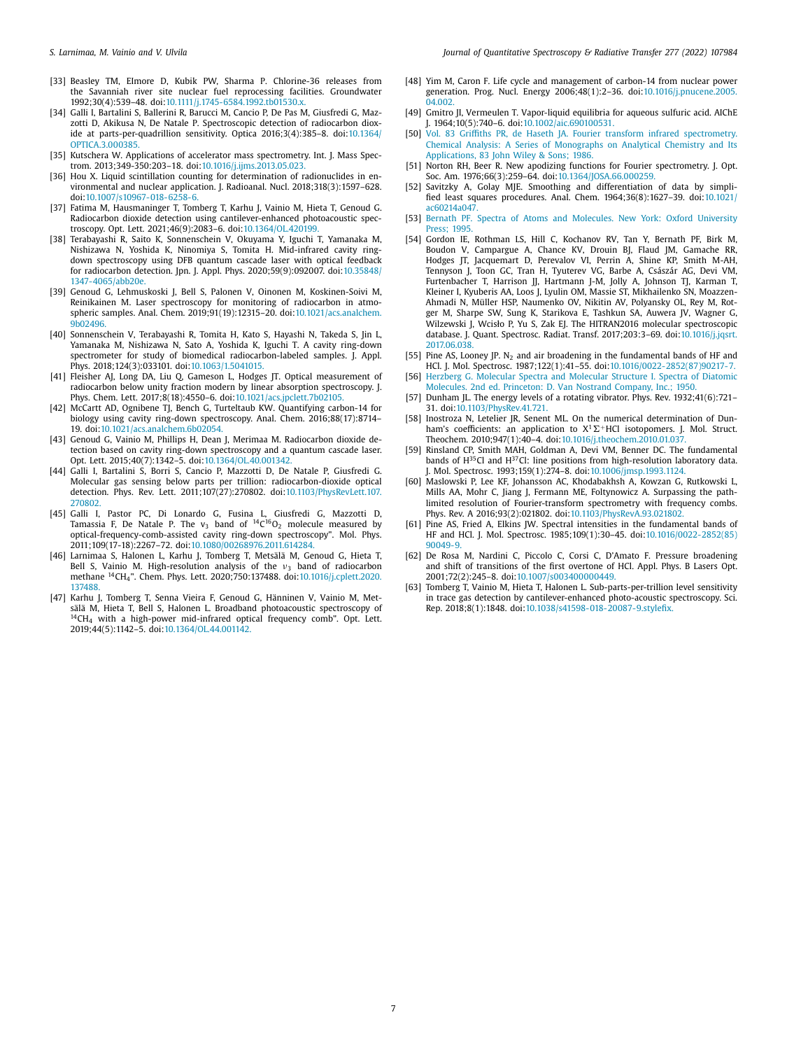[33] Beasley TM, Elmore D, Kubik PW, Sharma P. Chlorine-36 releases from the Savanniah river site nuclear fuel reprocessing facilities. Groundwater 1992;30(4):539–48. doi:10.1111/j.1745-6584.1992.tb01530.x.

[34] Galli I, Bartalini S, Ballerini R, Barucci M, Cancio P, De Pas M, Giusfredi G, Mazzotti D, Akikusa N, De Natale P. Spectroscopic detection of radiocarbon dioxide at parts-per-quadrillion sensitivity. Optica 2016;3(4):385–8. doi:10.1364/OPTICA.3.000385.

[35] Kutschera W. Applications of accelerator mass spectrometry. Int. J. Mass Spectrom. 2013;349-350:203–18. doi:10.1016/j.ijms.2013.05.023.

[36] Hou X. Liquid scintillation counting for determination of radionuclides in environmental and nuclear application. J. Radioanal. Nucl. 2018;318(3):1597–628. doi:10.1007/s10967-018-6258-6.

[37] Fatima M, Hausmaninger T, Tomberg T, Karhu J, Vainio M, Hieta T, Genoud G. Radiocarbon dioxide detection using cantilever-enhanced photoacoustic spectroscopy. Opt. Lett. 2021;46(9):2083–6. doi:10.1364/OL.420199.

[38] Terabayashi R, Saito K, Sonnenschein V, Okuyama Y, Iguchi T, Yamanaka M, Nishizawa N, Yoshida K, Ninomiya S, Tomita H. Mid-infrared cavity ring-down spectroscopy using DFB quantum cascade laser with optical feedback for radiocarbon detection. Jpn. J. Appl. Phys. 2020;59(9):092007. doi:10.35848/1347-4065/abb20e.

[39] Genoud G, Lehmuskoski J, Bell S, Palonen V, Oinonen M, Koskinen-Soivi M, Reinikainen M. Laser spectroscopy for monitoring of radiocarbon in atmospheric samples. Anal. Chem. 2019;91(19):12315–20. doi:10.1021/acs.analchem.9b02496.

[40] Sonnenschein V, Terabayashi R, Tomita H, Kato S, Hayashi N, Takeda S, Jin L, Yamanaka M, Nishizawa N, Sato A, Yoshida K, Iguchi T. A cavity ring-down spectrometer for study of biomedical radiocarbon-labeled samples. J. Appl. Phys. 2018;124(3):033101. doi:10.1063/1.5041015.

[41] Fleisher AJ, Long DA, Liu Q, Gameson L, Hodges JT. Optical measurement of radiocarbon below unity fraction modern by linear absorption spectroscopy. J. Phys. Chem. Lett. 2017;8(18):4550–6. doi:10.1021/acs.jpclett.7b02105.

[42] McCartt AD, Ognibene TJ, Bench G, Turteltaub KW. Quantifying carbon-14 for biology using cavity ring-down spectroscopy. Anal. Chem. 2016;88(17):8714–19. doi:10.1021/acs.analchem.6b02054.

[43] Genoud G, Vainio M, Phillips H, Dean J, Merimaa M. Radiocarbon dioxide detection based on cavity ring-down spectroscopy and a quantum cascade laser. Opt. Lett. 2015;40(7):1342–5. doi:10.1364/OL.40.001342.

[44] Galli I, Bartalini S, Borri S, Cancio P, Mazzotti D, De Natale P, Giusfredi G. Molecular gas sensing below parts per trillion: radiocarbon-dioxide optical detection. Phys. Rev. Lett. 2011;107(27):270802. doi:10.1103/PhysRevLett.107.270802.

[45] Galli I, Pastor PC, Di Lonardo G, Fusina L, Giusfredi G, Mazzotti D, Tamassia F, De Natale P. The $\nu_3$ band of $^{14}C^{16}O_2$ molecule measured by optical-frequency-comb-assisted cavity ring-down spectroscopy". Mol. Phys. 2011;109(17-18):2267–72. doi:10.1080/00268976.2011.614284.

[46] Larnimaa S, Halonen L, Karhu J, Tomberg T, Metsälä M, Genoud G, Hieta T, Bell S, Vainio M. High-resolution analysis of the $\nu_3$ band of radiocarbon methane $^{14}CH_4$". Chem. Phys. Lett. 2020;750:137488. doi:10.1016/j.cplett.2020.137488.

[47] Karhu J, Tomberg T, Senna Vieira F, Genoud G, Hänninen V, Vainio M, Metsälä M, Hieta T, Bell S, Halonen L. Broadband photoacoustic spectroscopy of $^{14}CH_4$ with a high-power mid-infrared optical frequency comb". Opt. Lett. 2019;44(5):1142–5. doi:10.1364/OL.44.001142.

[48] Yim M, Caron F. Life cycle and management of carbon-14 from nuclear power generation. Prog. Nucl. Energy 2006;48(1):2–36. doi:10.1016/j.pnucene.2005.04.002.

[49] Gmitro JI, Vermeulen T. Vapor-liquid equilibria for aqueous sulfuric acid. AIChE J. 1964;10(5):740–6. doi:10.1002/aic.690100531.

[50] Vol. 83 Griffiths PR, de Haseth JA. Fourier transform infrared spectrometry. Chemical Analysis: A Series of Monographs on Analytical Chemistry and Its Applications, 83 John Wiley & Sons; 1986.

[51] Norton RH, Beer R. New apodizing functions for Fourier spectrometry. J. Opt. Soc. Am. 1976;66(3):259–64. doi:10.1364/JOSA.66.000259.

[52] Savitzky A, Golay MJE. Smoothing and differentiation of data by simplified least squares procedures. Anal. Chem. 1964;36(8):1627–39. doi:10.1021/ac60214a047.

[53] Bernath PF. Spectra of Atoms and Molecules. New York: Oxford University Press; 1995.

[54] Gordon IE, Rothman LS, Hill C, Kochanov RV, Tan Y, Bernath PF, Birk M, Boudon V, Campargue A, Chance KV, Drouin BJ, Flaud JM, Gamache RR, Hodges JT, Jacquemart D, Perevalov VI, Perrin A, Shine KP, Smith M-AH, Tennyson J, Toon GC, Tran H, Tyuterev VG, Barbe A, Császár AG, Devi VM, Furtenbacher T, Harrison JJ, Hartmann J-M, Jolly A, Johnson TJ, Karman T, Kleiner I, Kyuberis AA, Loos J, Lyulin OM, Massie ST, Mikhailenko SN, Moazzen-Ahmadi N, Müller HSP, Naumenko OV, Nikitin AV, Polyansky OL, Rey M, Rotger M, Sharpe SW, Sung K, Starikova E, Tashkun SA, Auwera JV, Wagner G, Wilzewski J, Wcisło P, Yu S, Zak EJ. The HITRAN2016 molecular spectroscopic database. J. Quant. Spectrosc. Radiat. Transf. 2017;203:3–69. doi:10.1016/j.jqsrt.2017.06.038.

[55] Pine AS, Looney JP. $N_2$ and air broadening in the fundamental bands of HF and HCl. J. Mol. Spectrosc. 1987;122(1):41–55. doi:10.1016/0022-2852(87)90217-7.

[56] Herzberg G. Molecular Spectra and Molecular Structure I. Spectra of Diatomic Molecules. 2nd ed. Princeton: D. Van Nostrand Company, Inc.; 1950.

[57] Dunham JL. The energy levels of a rotating vibrator. Phys. Rev. 1932;41(6):721–31. doi:10.1103/PhysRev.41.721.

[58] Inostroza N, Letelier JR, Senent ML. On the numerical determination of Dunham's coefficients: an application to $X^1\Sigma^+$HCl isotopomers. J. Mol. Struct. Theochem. 2010;947(1):40–4. doi:10.1016/j.theochem.2010.01.037.

[59] Rinsland CP, Smith MAH, Goldman A, Devi VM, Benner DC. The fundamental bands of $H^{35}Cl$ and $H^{37}Cl$: line positions from high-resolution laboratory data. J. Mol. Spectrosc. 1993;159(1):274–8. doi:10.1006/jmsp.1993.1124.

[60] Maslowski P, Lee KF, Johansson AC, Khodabakhsh A, Kowzan G, Rutkowski L, Mills AA, Mohr C, Jiang J, Fermann ME, Foltynowicz A. Surpassing the path-limited resolution of Fourier-transform spectrometry with frequency combs. Phys. Rev. A 2016;93(2):021802. doi:10.1103/PhysRevA.93.021802.

[61] Pine AS, Fried A, Elkins JW. Spectral intensities in the fundamental bands of HF and HCl. J. Mol. Spectrosc. 1985;109(1):30–45. doi:10.1016/0022-2852(85)90049-9.

[62] De Rosa M, Nardini C, Piccolo C, Corsi C, D'Amato F. Pressure broadening and shift of transitions of the first overtone of HCl. Appl. Phys. B Lasers Opt. 2001;72(2):245–8. doi:10.1007/s003400000449.

[63] Tomberg T, Vainio M, Hieta T, Halonen L. Sub-parts-per-trillion level sensitivity in trace gas detection by cantilever-enhanced photo-acoustic spectroscopy. Sci. Rep. 2018;8(1):1848. doi:10.1038/s41598-018-20087-9.stylefix.